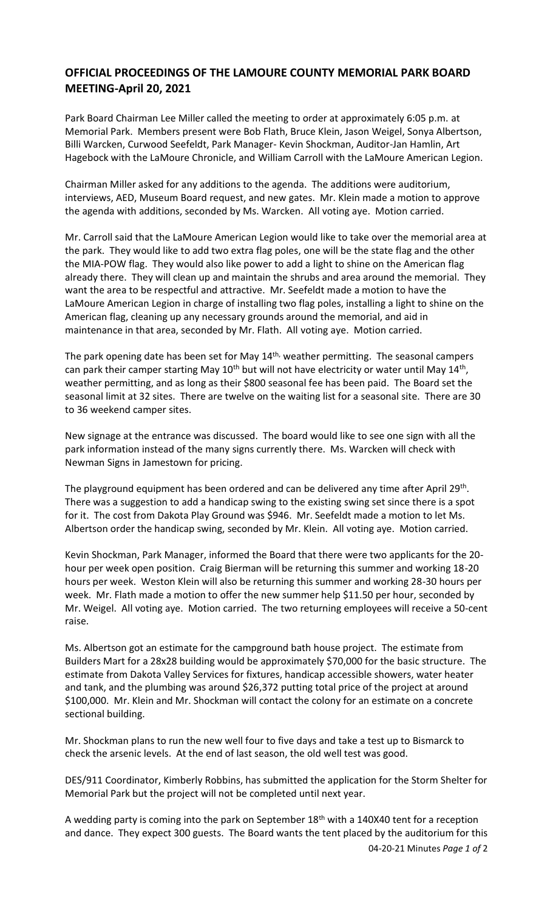# OFFICIAL PROCEEDINGS OF THE LAMOURE COUNTY MEMORIAL PARK BOARD MEETING-April 20, 2021

Park Board Chairman Lee Miller called the meeting to order at approximately 6:05 p.m. at Memorial Park. Members present were Bob Flath, Bruce Klein, Jason Weigel, Sonya Albertson, Billi Warcken, Curwood Seefeldt, Park Manager- Kevin Shockman, Auditor-Jan Hamlin, Art Hagebock with the LaMoure Chronicle, and William Carroll with the LaMoure American Legion.

Chairman Miller asked for any additions to the agenda. The additions were auditorium, interviews, AED, Museum Board request, and new gates. Mr. Klein made a motion to approve the agenda with additions, seconded by Ms. Warcken. All voting aye. Motion carried.

Mr. Carroll said that the LaMoure American Legion would like to take over the memorial area at the park. They would like to add two extra flag poles, one will be the state flag and the other the MIA-POW flag. They would also like power to add a light to shine on the American flag already there. They will clean up and maintain the shrubs and area around the memorial. They want the area to be respectful and attractive. Mr. Seefeldt made a motion to have the LaMoure American Legion in charge of installing two flag poles, installing a light to shine on the American flag, cleaning up any necessary grounds around the memorial, and aid in maintenance in that area, seconded by Mr. Flath. All voting aye. Motion carried.

The park opening date has been set for May 14th, weather permitting. The seasonal campers can park their camper starting May 10th but will not have electricity or water until May 14th, weather permitting, and as long as their $800 seasonal fee has been paid. The Board set the seasonal limit at 32 sites. There are twelve on the waiting list for a seasonal site. There are 30 to 36 weekend camper sites.

New signage at the entrance was discussed. The board would like to see one sign with all the park information instead of the many signs currently there. Ms. Warcken will check with Newman Signs in Jamestown for pricing.

The playground equipment has been ordered and can be delivered any time after April 29th. There was a suggestion to add a handicap swing to the existing swing set since there is a spot for it. The cost from Dakota Play Ground was $946. Mr. Seefeldt made a motion to let Ms. Albertson order the handicap swing, seconded by Mr. Klein. All voting aye. Motion carried.

Kevin Shockman, Park Manager, informed the Board that there were two applicants for the 20-hour per week open position. Craig Bierman will be returning this summer and working 18-20 hours per week. Weston Klein will also be returning this summer and working 28-30 hours per week. Mr. Flath made a motion to offer the new summer help $11.50 per hour, seconded by Mr. Weigel. All voting aye. Motion carried. The two returning employees will receive a 50-cent raise.

Ms. Albertson got an estimate for the campground bath house project. The estimate from Builders Mart for a 28x28 building would be approximately $70,000 for the basic structure. The estimate from Dakota Valley Services for fixtures, handicap accessible showers, water heater and tank, and the plumbing was around $26,372 putting total price of the project at around $100,000. Mr. Klein and Mr. Shockman will contact the colony for an estimate on a concrete sectional building.

Mr. Shockman plans to run the new well four to five days and take a test up to Bismarck to check the arsenic levels. At the end of last season, the old well test was good.

DES/911 Coordinator, Kimberly Robbins, has submitted the application for the Storm Shelter for Memorial Park but the project will not be completed until next year.

A wedding party is coming into the park on September 18th with a 140X40 tent for a reception and dance. They expect 300 guests. The Board wants the tent placed by the auditorium for this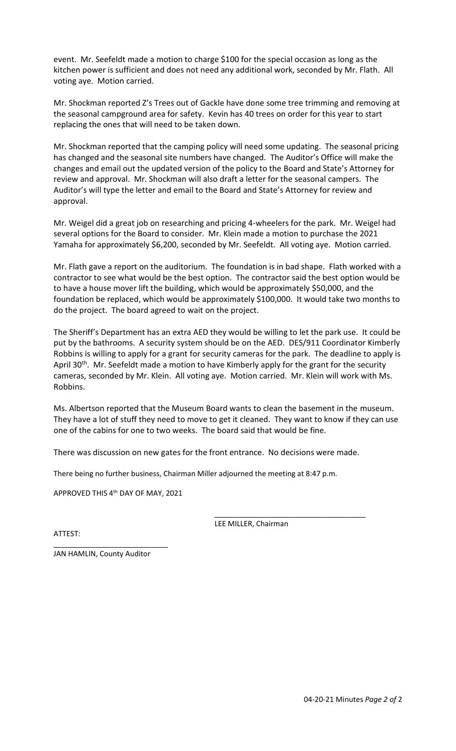event. Mr. Seefeldt made a motion to charge $100 for the special occasion as long as the kitchen power is sufficient and does not need any additional work, seconded by Mr. Flath. All voting aye. Motion carried.

Mr. Shockman reported Z's Trees out of Gackle have done some tree trimming and removing at the seasonal campground area for safety. Kevin has 40 trees on order for this year to start replacing the ones that will need to be taken down.

Mr. Shockman reported that the camping policy will need some updating. The seasonal pricing has changed and the seasonal site numbers have changed. The Auditor's Office will make the changes and email out the updated version of the policy to the Board and State's Attorney for review and approval. Mr. Shockman will also draft a letter for the seasonal campers. The Auditor's will type the letter and email to the Board and State's Attorney for review and approval.

Mr. Weigel did a great job on researching and pricing 4-wheelers for the park. Mr. Weigel had several options for the Board to consider. Mr. Klein made a motion to purchase the 2021 Yamaha for approximately $6,200, seconded by Mr. Seefeldt. All voting aye. Motion carried.

Mr. Flath gave a report on the auditorium. The foundation is in bad shape. Flath worked with a contractor to see what would be the best option. The contractor said the best option would be to have a house mover lift the building, which would be approximately $50,000, and the foundation be replaced, which would be approximately $100,000. It would take two months to do the project. The board agreed to wait on the project.

The Sheriff's Department has an extra AED they would be willing to let the park use. It could be put by the bathrooms. A security system should be on the AED. DES/911 Coordinator Kimberly Robbins is willing to apply for a grant for security cameras for the park. The deadline to apply is April 30th. Mr. Seefeldt made a motion to have Kimberly apply for the grant for the security cameras, seconded by Mr. Klein. All voting aye. Motion carried. Mr. Klein will work with Ms. Robbins.

Ms. Albertson reported that the Museum Board wants to clean the basement in the museum. They have a lot of stuff they need to move to get it cleaned. They want to know if they can use one of the cabins for one to two weeks. The board said that would be fine.

There was discussion on new gates for the front entrance. No decisions were made.

There being no further business, Chairman Miller adjourned the meeting at 8:47 p.m.

APPROVED THIS 4th DAY OF MAY, 2021

___________________________________

LEE MILLER, Chairman

ATTEST:

___________________________

JAN HAMLIN, County Auditor